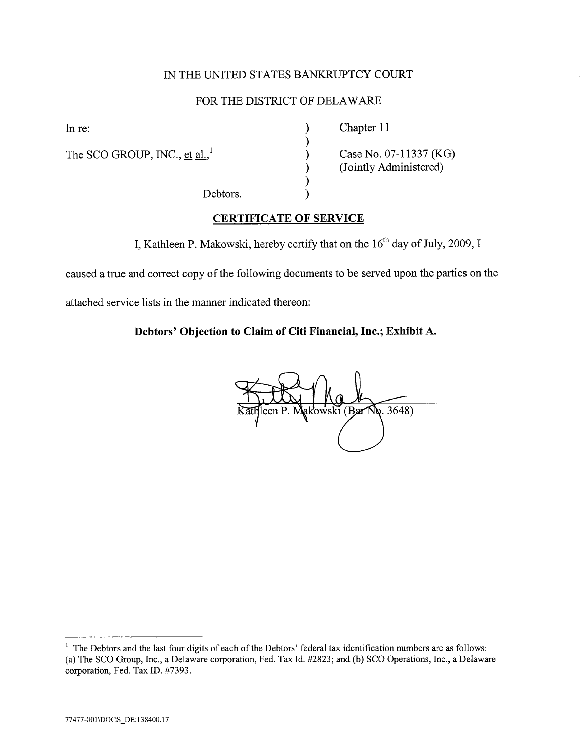IN THE UNITED STATES BANKRUPTCY COURT

FOR THE DISTRICT OF DELAWARE

| | | |
|---|---|---|
| In re: | ) | Chapter 11 |
| | ) | |
| The SCO GROUP, INC., et al.,[1] | ) | Case No. 07-11337 (KG) |
| | ) | (Jointly Administered) |
| | ) | |
| Debtors. | ) | |

**CERTIFICATE OF SERVICE**

I, Kathleen P. Makowski, hereby certify that on the 16th day of July, 2009, I caused a true and correct copy of the following documents to be served upon the parties on the attached service lists in the manner indicated thereon:

**Debtors' Objection to Claim of Citi Financial, Inc.; Exhibit A.**

Kathleen P. Makowski (Bar No. 3648)

[1] The Debtors and the last four digits of each of the Debtors' federal tax identification numbers are as follows: (a) The SCO Group, Inc., a Delaware corporation, Fed. Tax Id. #2823; and (b) SCO Operations, Inc., a Delaware corporation, Fed. Tax ID. #7393.

77477-001\DOCS_DE:138400.17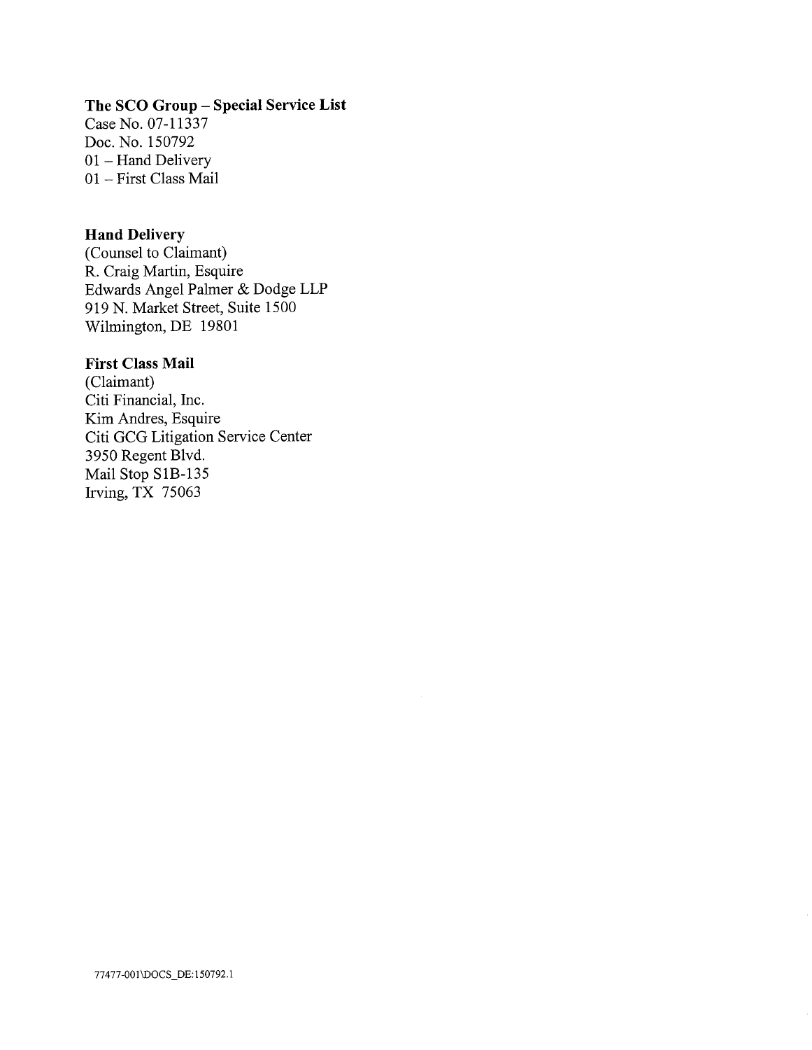**The SCO Group – Special Service List**
Case No. 07-11337
Doc. No. 150792
01 – Hand Delivery
01 – First Class Mail

**Hand Delivery**
(Counsel to Claimant)
R. Craig Martin, Esquire
Edwards Angel Palmer & Dodge LLP
919 N. Market Street, Suite 1500
Wilmington, DE 19801

**First Class Mail**
(Claimant)
Citi Financial, Inc.
Kim Andres, Esquire
Citi GCG Litigation Service Center
3950 Regent Blvd.
Mail Stop S1B-135
Irving, TX 75063

77477-001\DOCS_DE:150792.1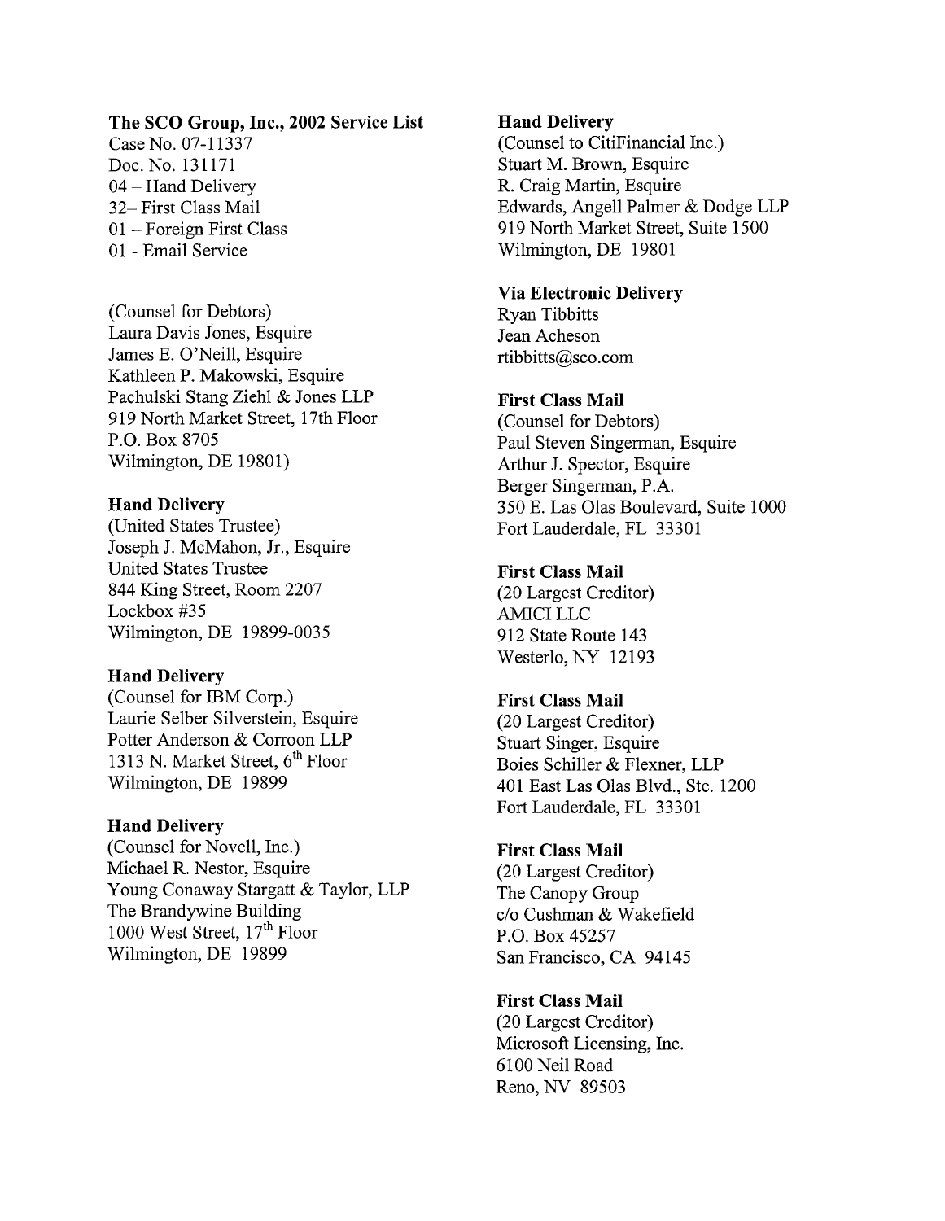**The SCO Group, Inc., 2002 Service List**
Case No. 07-11337
Doc. No. 131171
04 – Hand Delivery
32– First Class Mail
01 – Foreign First Class
01 - Email Service

(Counsel for Debtors)
Laura Davis Jones, Esquire
James E. O'Neill, Esquire
Kathleen P. Makowski, Esquire
Pachulski Stang Ziehl & Jones LLP
919 North Market Street, 17th Floor
P.O. Box 8705
Wilmington, DE 19801)

**Hand Delivery**
(United States Trustee)
Joseph J. McMahon, Jr., Esquire
United States Trustee
844 King Street, Room 2207
Lockbox #35
Wilmington, DE 19899-0035

**Hand Delivery**
(Counsel for IBM Corp.)
Laurie Selber Silverstein, Esquire
Potter Anderson & Corroon LLP
1313 N. Market Street, 6th Floor
Wilmington, DE 19899

**Hand Delivery**
(Counsel for Novell, Inc.)
Michael R. Nestor, Esquire
Young Conaway Stargatt & Taylor, LLP
The Brandywine Building
1000 West Street, 17th Floor
Wilmington, DE 19899

**Hand Delivery**
(Counsel to CitiFinancial Inc.)
Stuart M. Brown, Esquire
R. Craig Martin, Esquire
Edwards, Angell Palmer & Dodge LLP
919 North Market Street, Suite 1500
Wilmington, DE 19801

**Via Electronic Delivery**
Ryan Tibbitts
Jean Acheson
rtibbitts@sco.com

**First Class Mail**
(Counsel for Debtors)
Paul Steven Singerman, Esquire
Arthur J. Spector, Esquire
Berger Singerman, P.A.
350 E. Las Olas Boulevard, Suite 1000
Fort Lauderdale, FL 33301

**First Class Mail**
(20 Largest Creditor)
AMICI LLC
912 State Route 143
Westerlo, NY 12193

**First Class Mail**
(20 Largest Creditor)
Stuart Singer, Esquire
Boies Schiller & Flexner, LLP
401 East Las Olas Blvd., Ste. 1200
Fort Lauderdale, FL 33301

**First Class Mail**
(20 Largest Creditor)
The Canopy Group
c/o Cushman & Wakefield
P.O. Box 45257
San Francisco, CA 94145

**First Class Mail**
(20 Largest Creditor)
Microsoft Licensing, Inc.
6100 Neil Road
Reno, NV 89503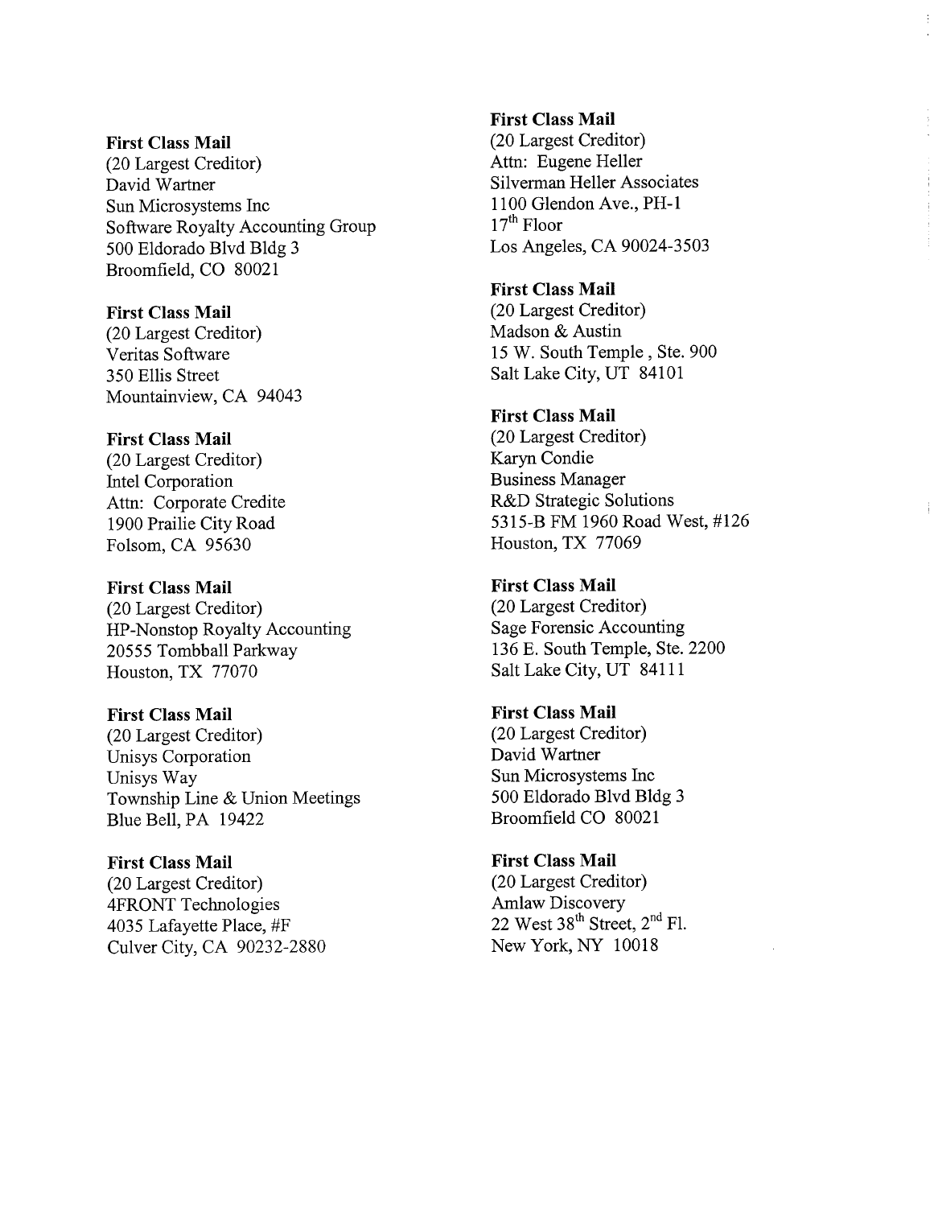**First Class Mail**
(20 Largest Creditor)
David Wartner
Sun Microsystems Inc
Software Royalty Accounting Group
500 Eldorado Blvd Bldg 3
Broomfield, CO 80021

**First Class Mail**
(20 Largest Creditor)
Veritas Software
350 Ellis Street
Mountainview, CA 94043

**First Class Mail**
(20 Largest Creditor)
Intel Corporation
Attn: Corporate Credite
1900 Prailie City Road
Folsom, CA 95630

**First Class Mail**
(20 Largest Creditor)
HP-Nonstop Royalty Accounting
20555 Tombball Parkway
Houston, TX 77070

**First Class Mail**
(20 Largest Creditor)
Unisys Corporation
Unisys Way
Township Line & Union Meetings
Blue Bell, PA 19422

**First Class Mail**
(20 Largest Creditor)
4FRONT Technologies
4035 Lafayette Place, #F
Culver City, CA 90232-2880

**First Class Mail**
(20 Largest Creditor)
Attn: Eugene Heller
Silverman Heller Associates
1100 Glendon Ave., PH-1
17th Floor
Los Angeles, CA 90024-3503

**First Class Mail**
(20 Largest Creditor)
Madson & Austin
15 W. South Temple , Ste. 900
Salt Lake City, UT 84101

**First Class Mail**
(20 Largest Creditor)
Karyn Condie
Business Manager
R&D Strategic Solutions
5315-B FM 1960 Road West, #126
Houston, TX 77069

**First Class Mail**
(20 Largest Creditor)
Sage Forensic Accounting
136 E. South Temple, Ste. 2200
Salt Lake City, UT 84111

**First Class Mail**
(20 Largest Creditor)
David Wartner
Sun Microsystems Inc
500 Eldorado Blvd Bldg 3
Broomfield CO 80021

**First Class Mail**
(20 Largest Creditor)
Amlaw Discovery
22 West 38th Street, 2nd Fl.
New York, NY 10018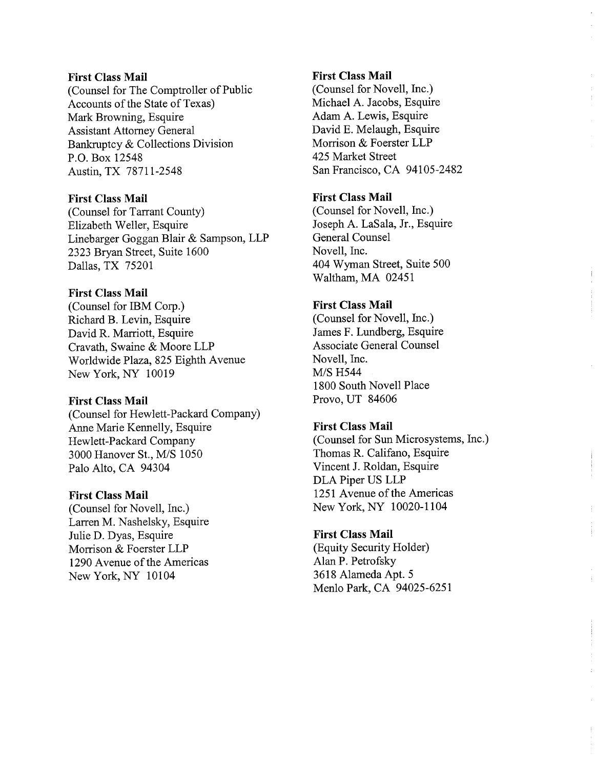**First Class Mail**
(Counsel for The Comptroller of Public Accounts of the State of Texas)
Mark Browning, Esquire
Assistant Attorney General
Bankruptcy & Collections Division
P.O. Box 12548
Austin, TX 78711-2548

**First Class Mail**
(Counsel for Tarrant County)
Elizabeth Weller, Esquire
Linebarger Goggan Blair & Sampson, LLP
2323 Bryan Street, Suite 1600
Dallas, TX 75201

**First Class Mail**
(Counsel for IBM Corp.)
Richard B. Levin, Esquire
David R. Marriott, Esquire
Cravath, Swaine & Moore LLP
Worldwide Plaza, 825 Eighth Avenue
New York, NY 10019

**First Class Mail**
(Counsel for Hewlett-Packard Company)
Anne Marie Kennelly, Esquire
Hewlett-Packard Company
3000 Hanover St., M/S 1050
Palo Alto, CA 94304

**First Class Mail**
(Counsel for Novell, Inc.)
Larren M. Nashelsky, Esquire
Julie D. Dyas, Esquire
Morrison & Foerster LLP
1290 Avenue of the Americas
New York, NY 10104

**First Class Mail**
(Counsel for Novell, Inc.)
Michael A. Jacobs, Esquire
Adam A. Lewis, Esquire
David E. Melaugh, Esquire
Morrison & Foerster LLP
425 Market Street
San Francisco, CA 94105-2482

**First Class Mail**
(Counsel for Novell, Inc.)
Joseph A. LaSala, Jr., Esquire
General Counsel
Novell, Inc.
404 Wyman Street, Suite 500
Waltham, MA 02451

**First Class Mail**
(Counsel for Novell, Inc.)
James F. Lundberg, Esquire
Associate General Counsel
Novell, Inc.
M/S H544
1800 South Novell Place
Provo, UT 84606

**First Class Mail**
(Counsel for Sun Microsystems, Inc.)
Thomas R. Califano, Esquire
Vincent J. Roldan, Esquire
DLA Piper US LLP
1251 Avenue of the Americas
New York, NY 10020-1104

**First Class Mail**
(Equity Security Holder)
Alan P. Petrofsky
3618 Alameda Apt. 5
Menlo Park, CA 94025-6251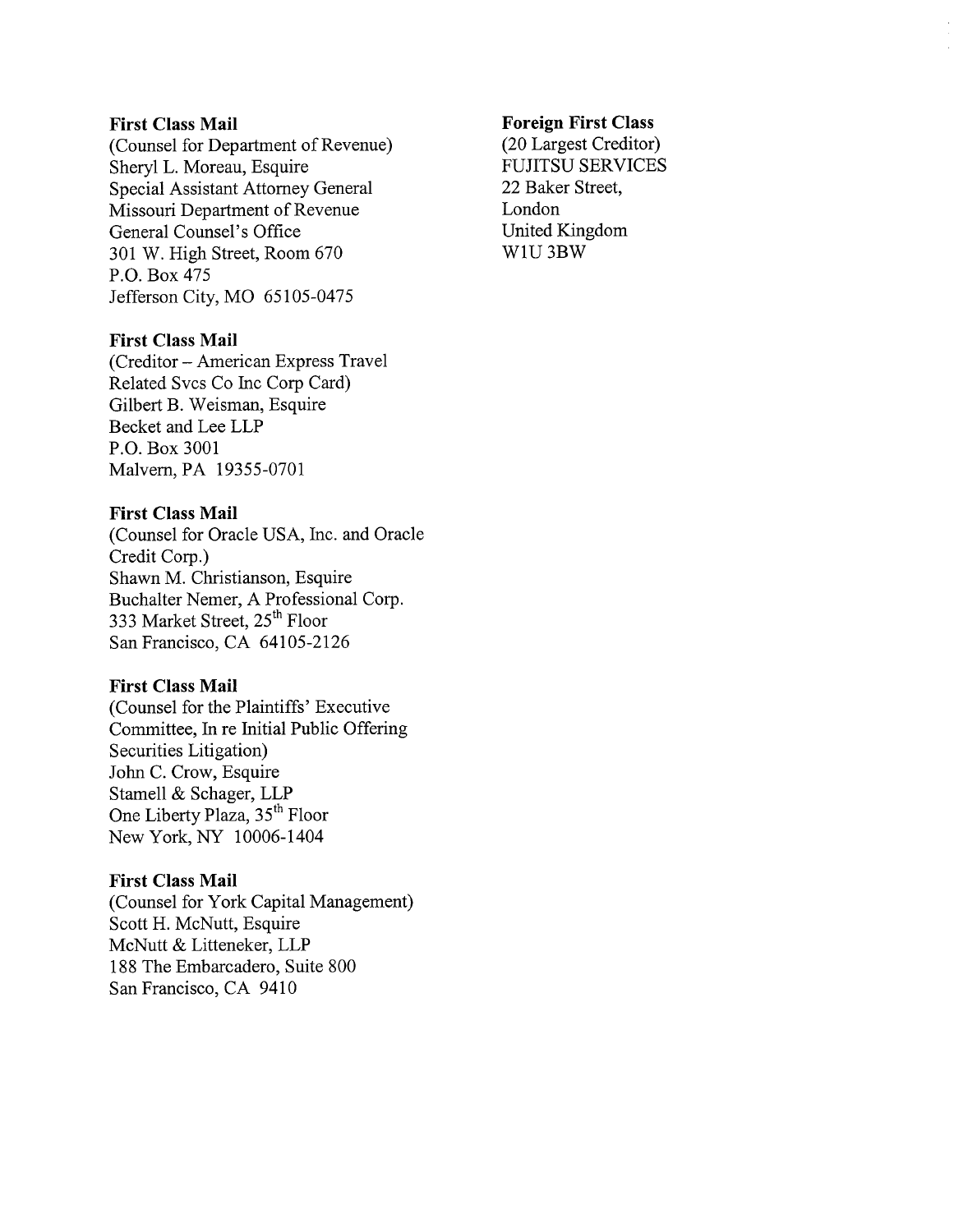**First Class Mail**
(Counsel for Department of Revenue)
Sheryl L. Moreau, Esquire
Special Assistant Attorney General
Missouri Department of Revenue
General Counsel's Office
301 W. High Street, Room 670
P.O. Box 475
Jefferson City, MO 65105-0475

**First Class Mail**
(Creditor – American Express Travel Related Svcs Co Inc Corp Card)
Gilbert B. Weisman, Esquire
Becket and Lee LLP
P.O. Box 3001
Malvern, PA 19355-0701

**First Class Mail**
(Counsel for Oracle USA, Inc. and Oracle Credit Corp.)
Shawn M. Christianson, Esquire
Buchalter Nemer, A Professional Corp.
333 Market Street, 25th Floor
San Francisco, CA 64105-2126

**First Class Mail**
(Counsel for the Plaintiffs' Executive Committee, In re Initial Public Offering Securities Litigation)
John C. Crow, Esquire
Stamell & Schager, LLP
One Liberty Plaza, 35th Floor
New York, NY 10006-1404

**First Class Mail**
(Counsel for York Capital Management)
Scott H. McNutt, Esquire
McNutt & Litteneker, LLP
188 The Embarcadero, Suite 800
San Francisco, CA 9410

**Foreign First Class**
(20 Largest Creditor)
FUJITSU SERVICES
22 Baker Street,
London
United Kingdom
W1U 3BW